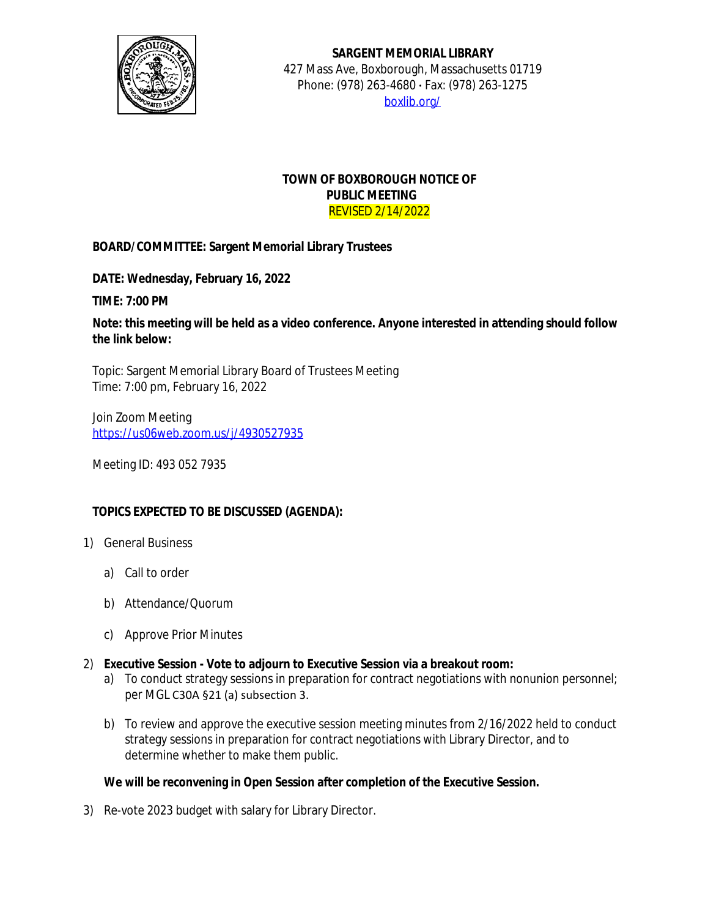**SARGENT MEMORIAL LIBRARY**
427 Mass Ave, Boxborough, Massachusetts 01719
Phone: (978) 263-4680 • Fax: (978) 263-1275
[boxlib.org/](boxlib.org/)

**TOWN OF BOXBOROUGH NOTICE OF PUBLIC MEETING**
REVISED 2/14/2022

**BOARD/COMMITTEE: Sargent Memorial Library Trustees**

**DATE: Wednesday, February 16, 2022**

**TIME: 7:00 PM**

**Note: this meeting will be held as a video conference. Anyone interested in attending should follow the link below:**

Topic: Sargent Memorial Library Board of Trustees Meeting
Time: 7:00 pm, February 16, 2022

Join Zoom Meeting
https://us06web.zoom.us/j/4930527935

Meeting ID: 493 052 7935

**TOPICS EXPECTED TO BE DISCUSSED (AGENDA):**

1) General Business
   a) Call to order
   b) Attendance/Quorum
   c) Approve Prior Minutes
2) **Executive Session - Vote to adjourn to Executive Session via a breakout room:**
   a) To conduct strategy sessions in preparation for contract negotiations with nonunion personnel; per MGL C30A §21 (a) subsection 3.
   b) To review and approve the executive session meeting minutes from 2/16/2022 held to conduct strategy sessions in preparation for contract negotiations with Library Director, and to determine whether to make them public.

   **We will be reconvening in Open Session after completion of the Executive Session.**

3) Re-vote 2023 budget with salary for Library Director.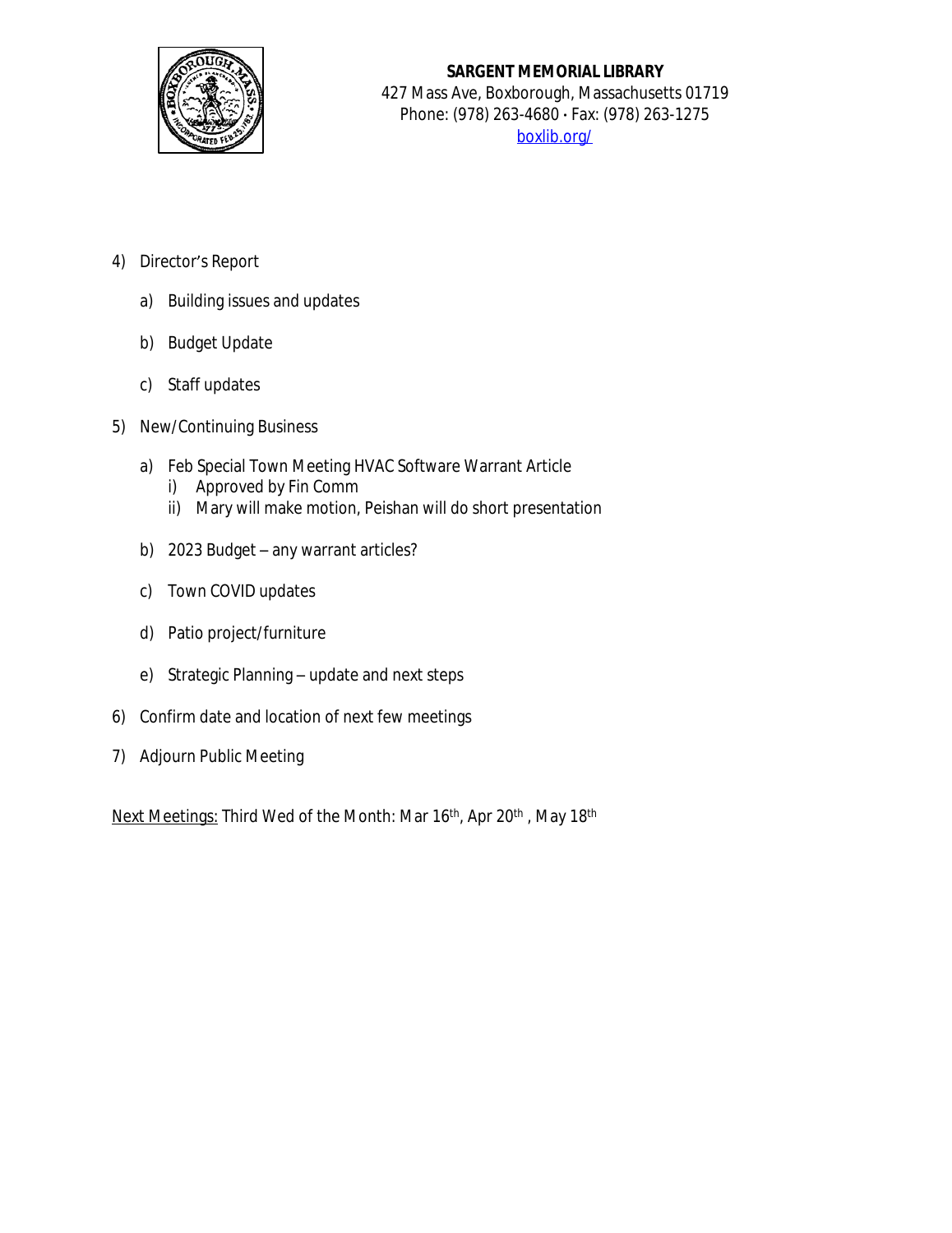**SARGENT MEMORIAL LIBRARY**
427 Mass Ave, Boxborough, Massachusetts 01719
Phone: (978) 263-4680 • Fax: (978) 263-1275
boxlib.org/

4) Director's Report
   a) Building issues and updates
   b) Budget Update
   c) Staff updates
5) New/Continuing Business
   a) Feb Special Town Meeting HVAC Software Warrant Article
      i) Approved by Fin Comm
      ii) Mary will make motion, Peishan will do short presentation
   b) 2023 Budget – any warrant articles?
   c) Town COVID updates
   d) Patio project/furniture
   e) Strategic Planning – update and next steps
6) Confirm date and location of next few meetings
7) Adjourn Public Meeting

Next Meetings: Third Wed of the Month: Mar 16th, Apr 20th, May 18th